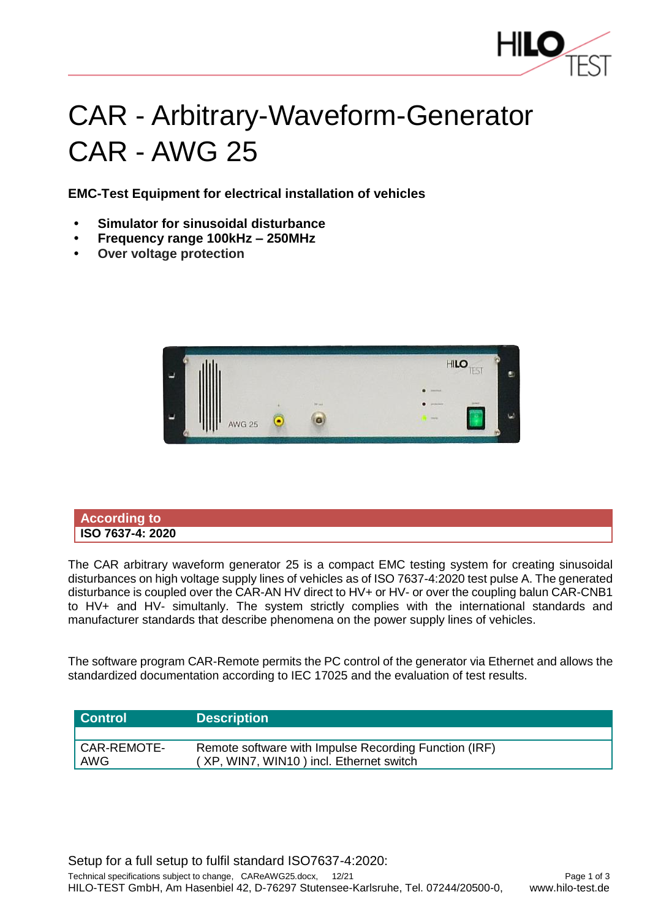# CAR - Arbitrary-Waveform-Generator
# CAR - AWG 25

**EMC-Test Equipment for electrical installation of vehicles**

- **Simulator for sinusoidal disturbance**
- **Frequency range 100kHz – 250MHz**
- **Over voltage protection**

| According to |
|---|
| **ISO 7637-4: 2020** |

The CAR arbitrary waveform generator 25 is a compact EMC testing system for creating sinusoidal disturbances on high voltage supply lines of vehicles as of ISO 7637-4:2020 test pulse A. The generated disturbance is coupled over the CAR-AN HV direct to HV+ or HV- or over the coupling balun CAR-CNB1 to HV+ and HV- simultanly. The system strictly complies with the international standards and manufacturer standards that describe phenomena on the power supply lines of vehicles.

The software program CAR-Remote permits the PC control of the generator via Ethernet and allows the standardized documentation according to IEC 17025 and the evaluation of test results.

| Control | Description |
|---|---|
| | |
| CAR-REMOTE-AWG | Remote software with Impulse Recording Function (IRF) ( XP, WIN7, WIN10 ) incl. Ethernet switch |

Setup for a full setup to fulfil standard ISO7637-4:2020: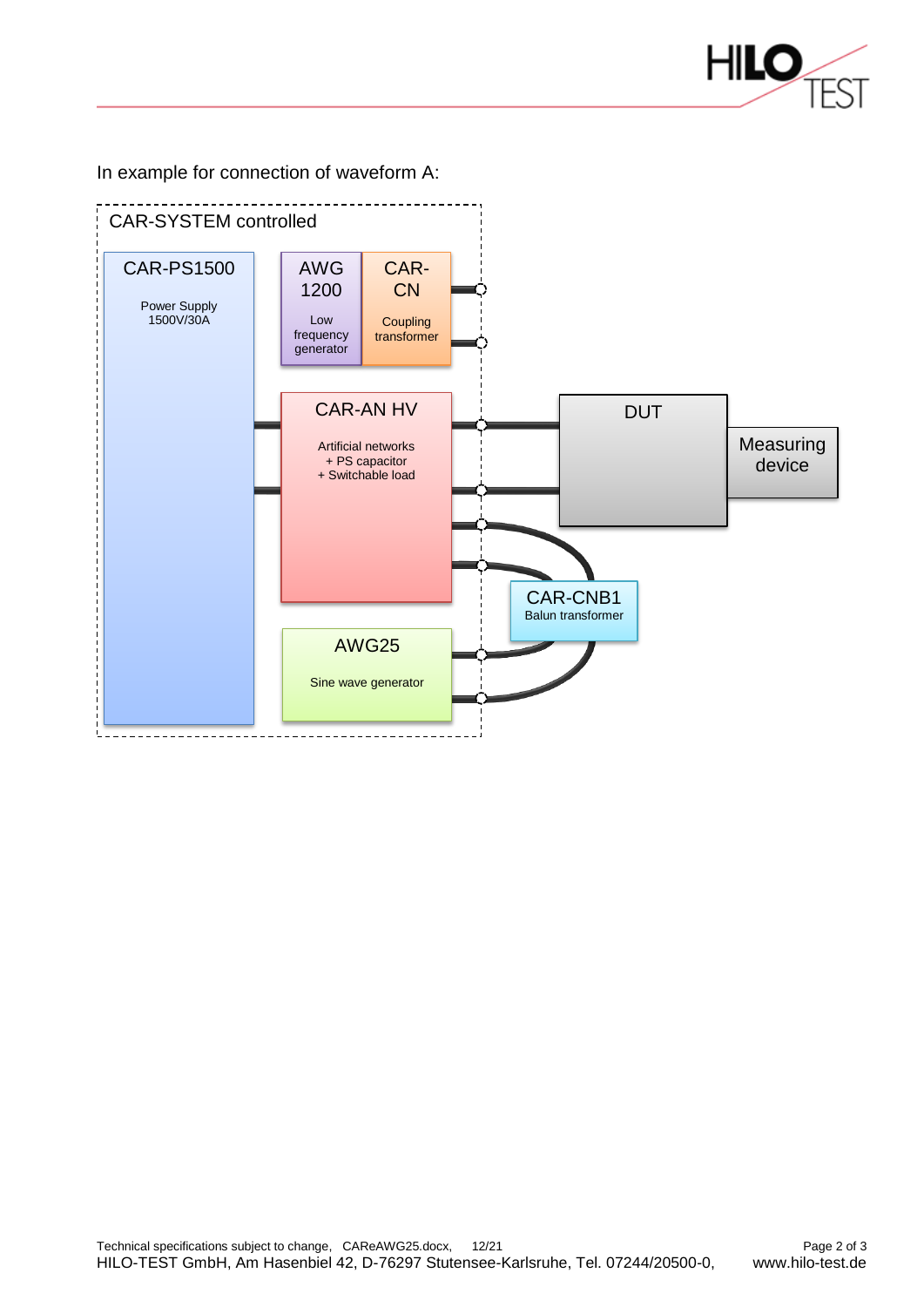In example for connection of waveform A:

CAR-SYSTEM controlled

CAR-PS1500

Power Supply
1500V/30A

AWG 1200

Low frequency generator

CAR-CN

Coupling transformer

CAR-AN HV

Artificial networks
+ PS capacitor
+ Switchable load

AWG25

Sine wave generator

DUT

Measuring device

CAR-CNB1
Balun transformer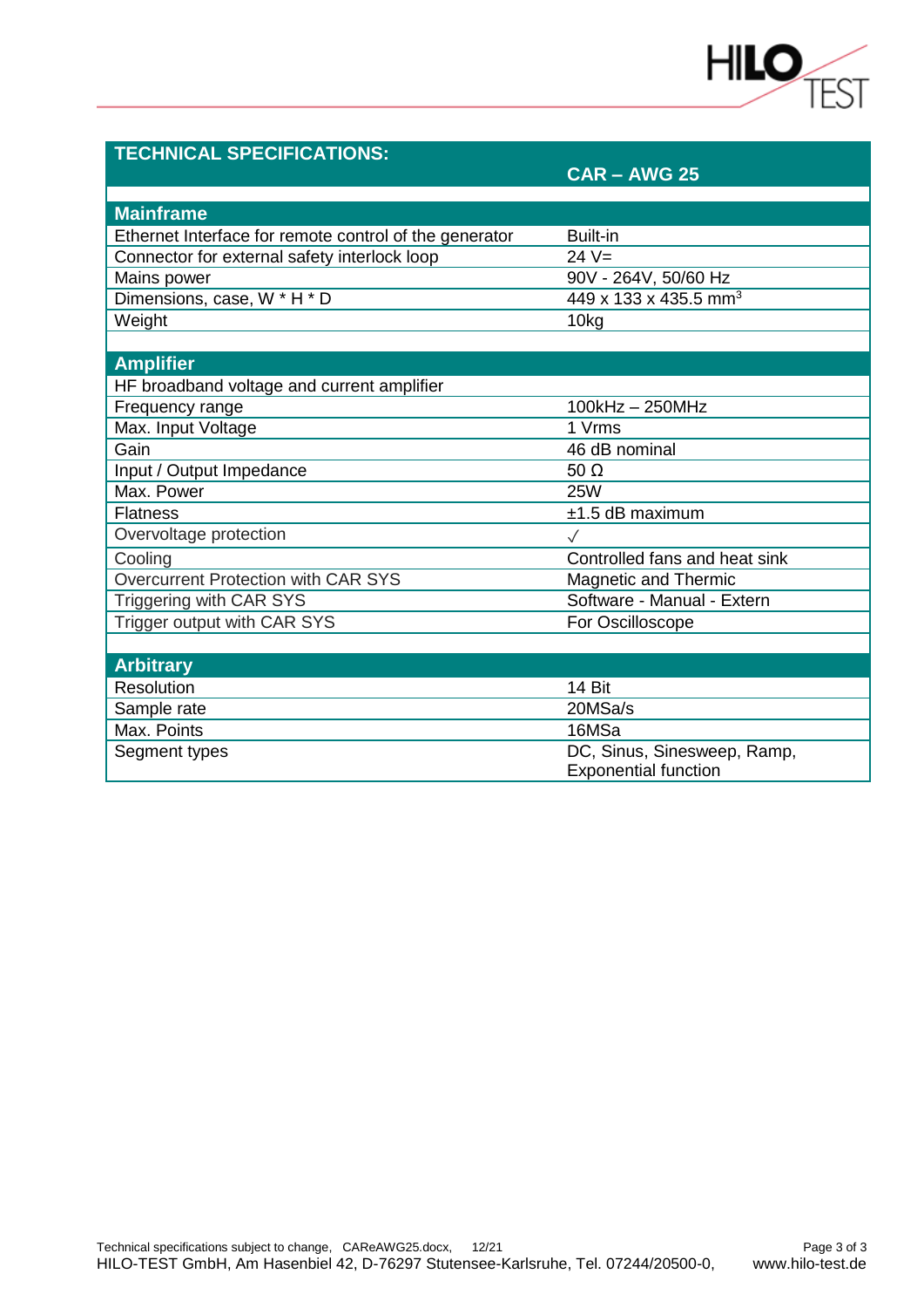## TECHNICAL SPECIFICATIONS:

| | CAR – AWG 25 |
|---|---|
| **Mainframe** | |
| Ethernet Interface for remote control of the generator | Built-in |
| Connector for external safety interlock loop | 24 V= |
| Mains power | 90V - 264V, 50/60 Hz |
| Dimensions, case, W * H * D | 449 x 133 x 435.5 mm$^3$ |
| Weight | 10kg |
| **Amplifier** | |
| HF broadband voltage and current amplifier | |
| Frequency range | 100kHz – 250MHz |
| Max. Input Voltage | 1 Vrms |
| Gain | 46 dB nominal |
| Input / Output Impedance | 50 Ω |
| Max. Power | 25W |
| Flatness | ±1.5 dB maximum |
| Overvoltage protection | ✓ |
| Cooling | Controlled fans and heat sink |
| Overcurrent Protection with CAR SYS | Magnetic and Thermic |
| Triggering with CAR SYS | Software - Manual - Extern |
| Trigger output with CAR SYS | For Oscilloscope |
| **Arbitrary** | |
| Resolution | 14 Bit |
| Sample rate | 20MSa/s |
| Max. Points | 16MSa |
| Segment types | DC, Sinus, Sinesweep, Ramp, Exponential function |

Technical specifications subject to change, CAReAWG25.docx, 12/21

HILO-TEST GmbH, Am Hasenbiel 42, D-76297 Stutensee-Karlsruhe, Tel. 07244/20500-0, www.hilo-test.de